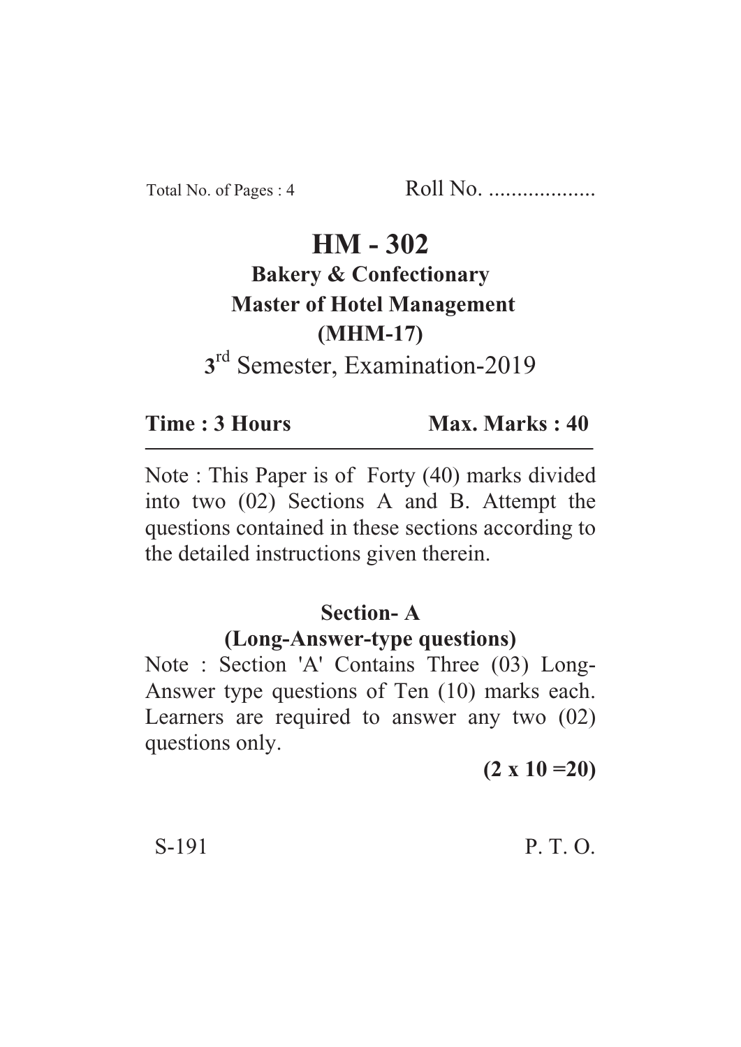Total No. of Pages : 4 Roll No. ...................

# HM - 302

## Bakery & Confectionary

## Master of Hotel Management

## (MHM-17)

3rd Semester, Examination-2019

**Time : 3 Hours** **Max. Marks : 40**

---

Note : This Paper is of Forty (40) marks divided into two (02) Sections A and B. Attempt the questions contained in these sections according to the detailed instructions given therein.

### Section- A

### (Long-Answer-type questions)

Note : Section 'A' Contains Three (03) Long-Answer type questions of Ten (10) marks each. Learners are required to answer any two (02) questions only.

**(2 x 10 =20)**

S-191 P. T. O.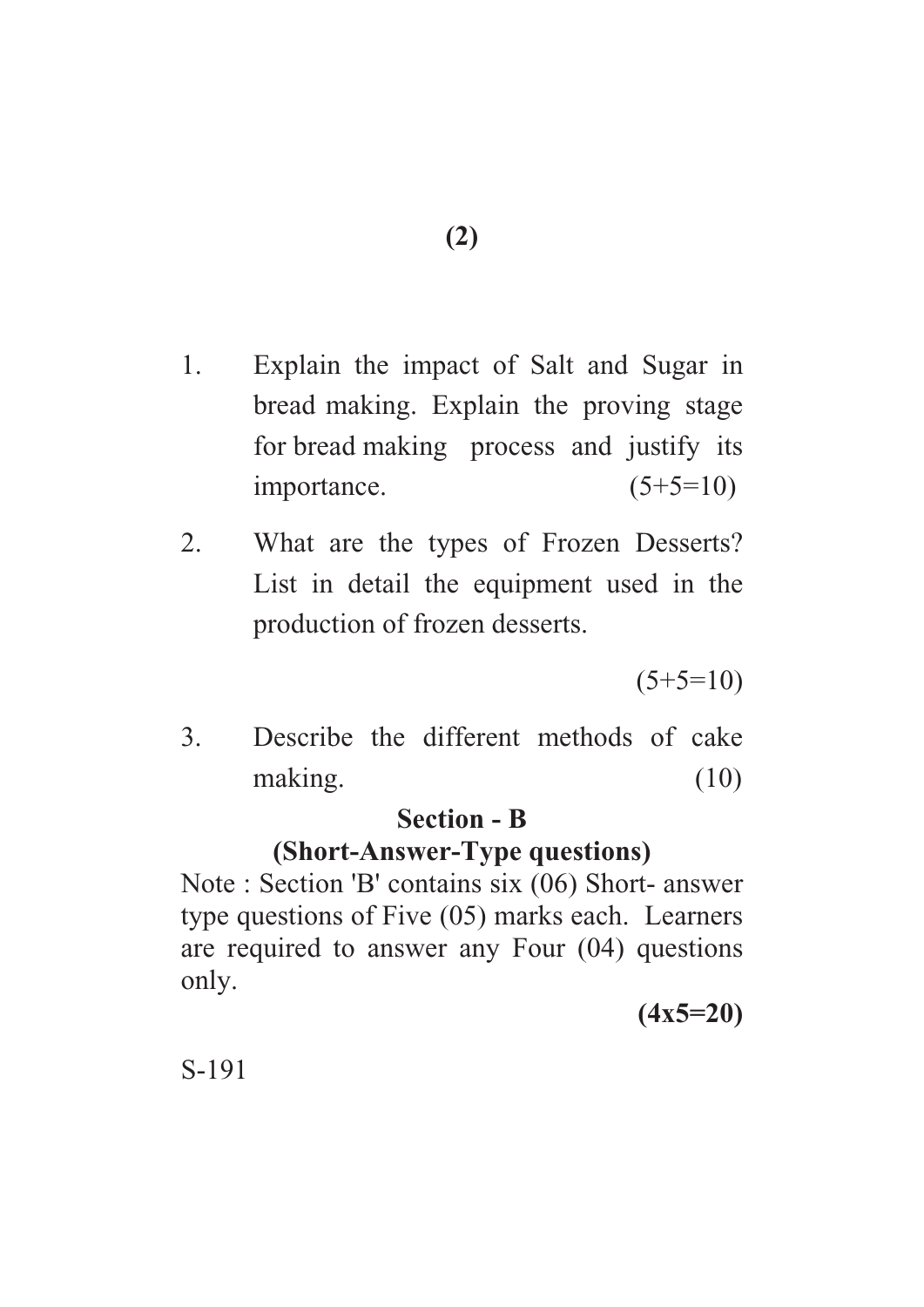1. Explain the impact of Salt and Sugar in bread making. Explain the proving stage for bread making process and justify its importance. (5+5=10)

2. What are the types of Frozen Desserts? List in detail the equipment used in the production of frozen desserts.

   (5+5=10)

3. Describe the different methods of cake making. (10)

## Section - B

### (Short-Answer-Type questions)

Note : Section 'B' contains six (06) Short- answer type questions of Five (05) marks each. Learners are required to answer any Four (04) questions only.

**(4x5=20)**

S-191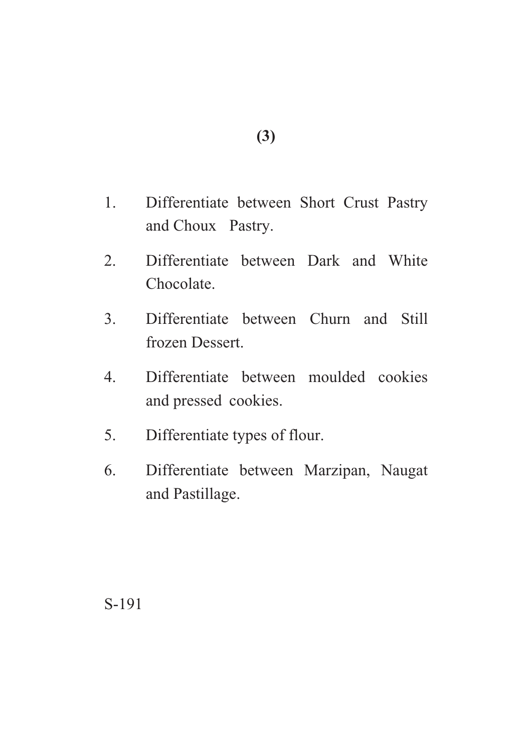1. Differentiate between Short Crust Pastry and Choux Pastry.
2. Differentiate between Dark and White Chocolate.
3. Differentiate between Churn and Still frozen Dessert.
4. Differentiate between moulded cookies and pressed cookies.
5. Differentiate types of flour.
6. Differentiate between Marzipan, Naugat and Pastillage.

S-191